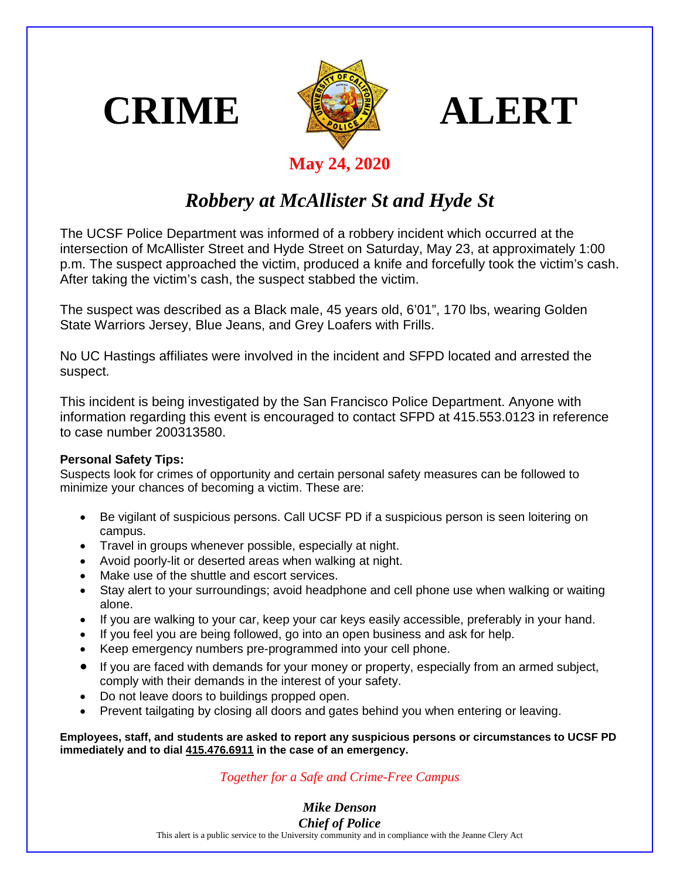# CRIME ALERT

**May 24, 2020**

## *Robbery at McAllister St and Hyde St*

The UCSF Police Department was informed of a robbery incident which occurred at the intersection of McAllister Street and Hyde Street on Saturday, May 23, at approximately 1:00 p.m. The suspect approached the victim, produced a knife and forcefully took the victim's cash. After taking the victim's cash, the suspect stabbed the victim.

The suspect was described as a Black male, 45 years old, 6'01", 170 lbs, wearing Golden State Warriors Jersey, Blue Jeans, and Grey Loafers with Frills.

No UC Hastings affiliates were involved in the incident and SFPD located and arrested the suspect.

This incident is being investigated by the San Francisco Police Department. Anyone with information regarding this event is encouraged to contact SFPD at 415.553.0123 in reference to case number 200313580.

**Personal Safety Tips:**

Suspects look for crimes of opportunity and certain personal safety measures can be followed to minimize your chances of becoming a victim. These are:

- Be vigilant of suspicious persons. Call UCSF PD if a suspicious person is seen loitering on campus.
- Travel in groups whenever possible, especially at night.
- Avoid poorly-lit or deserted areas when walking at night.
- Make use of the shuttle and escort services.
- Stay alert to your surroundings; avoid headphone and cell phone use when walking or waiting alone.
- If you are walking to your car, keep your car keys easily accessible, preferably in your hand.
- If you feel you are being followed, go into an open business and ask for help.
- Keep emergency numbers pre-programmed into your cell phone.
- If you are faced with demands for your money or property, especially from an armed subject, comply with their demands in the interest of your safety.
- Do not leave doors to buildings propped open.
- Prevent tailgating by closing all doors and gates behind you when entering or leaving.

**Employees, staff, and students are asked to report any suspicious persons or circumstances to UCSF PD immediately and to dial 415.476.6911 in the case of an emergency.**

*Together for a Safe and Crime-Free Campus*

***Mike Denson***
***Chief of Police***

This alert is a public service to the University community and in compliance with the Jeanne Clery Act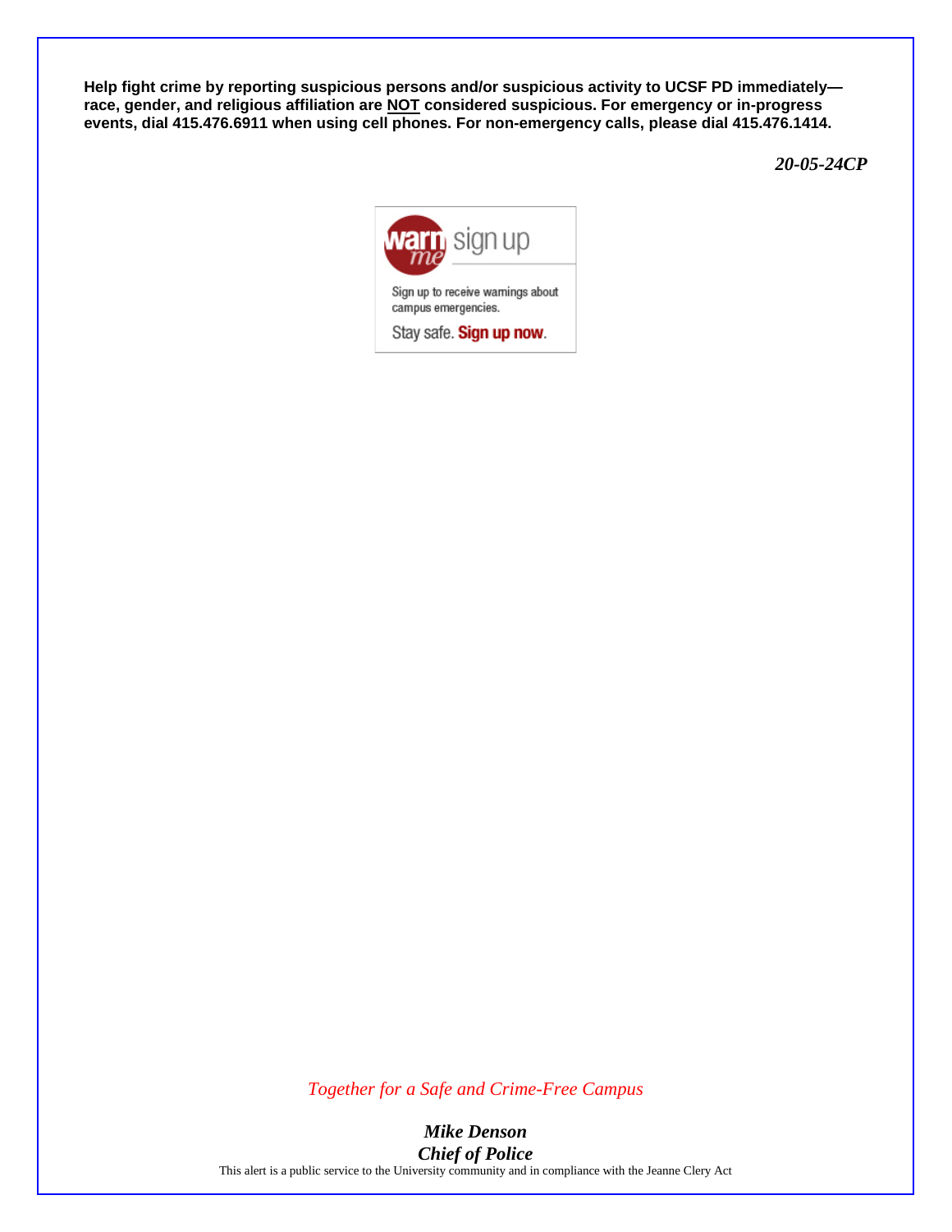**Help fight crime by reporting suspicious persons and/or suspicious activity to UCSF PD immediately—race, gender, and religious affiliation are NOT considered suspicious. For emergency or in-progress events, dial 415.476.6911 when using cell phones. For non-emergency calls, please dial 415.476.1414.**

***20-05-24CP***

warn me sign up

Sign up to receive warnings about campus emergencies.

Stay safe. **Sign up now**.

*Together for a Safe and Crime-Free Campus*

***Mike Denson***
***Chief of Police***

This alert is a public service to the University community and in compliance with the Jeanne Clery Act